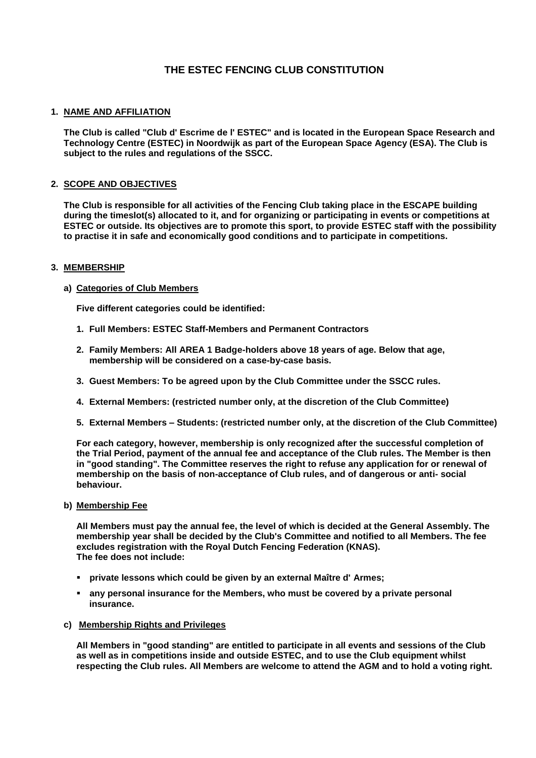# THE ESTEC FENCING CLUB CONSTITUTION

## 1. NAME AND AFFILIATION

**The Club is called "Club d' Escrime de l' ESTEC" and is located in the European Space Research and Technology Centre (ESTEC) in Noordwijk as part of the European Space Agency (ESA). The Club is subject to the rules and regulations of the SSCC.**

## 2. SCOPE AND OBJECTIVES

**The Club is responsible for all activities of the Fencing Club taking place in the ESCAPE building during the timeslot(s) allocated to it, and for organizing or participating in events or competitions at ESTEC or outside. Its objectives are to promote this sport, to provide ESTEC staff with the possibility to practise it in safe and economically good conditions and to participate in competitions.**

## 3. MEMBERSHIP

### a) Categories of Club Members

**Five different categories could be identified:**

1. **Full Members: ESTEC Staff-Members and Permanent Contractors**
2. **Family Members: All AREA 1 Badge-holders above 18 years of age. Below that age, membership will be considered on a case-by-case basis.**
3. **Guest Members: To be agreed upon by the Club Committee under the SSCC rules.**
4. **External Members: (restricted number only, at the discretion of the Club Committee)**
5. **External Members – Students: (restricted number only, at the discretion of the Club Committee)**

**For each category, however, membership is only recognized after the successful completion of the Trial Period, payment of the annual fee and acceptance of the Club rules. The Member is then in "good standing". The Committee reserves the right to refuse any application for or renewal of membership on the basis of non-acceptance of Club rules, and of dangerous or anti- social behaviour.**

### b) Membership Fee

**All Members must pay the annual fee, the level of which is decided at the General Assembly. The membership year shall be decided by the Club's Committee and notified to all Members. The fee excludes registration with the Royal Dutch Fencing Federation (KNAS).**
**The fee does not include:**

- **private lessons which could be given by an external Maître d' Armes;**
- **any personal insurance for the Members, who must be covered by a private personal insurance.**

### c) Membership Rights and Privileges

**All Members in "good standing" are entitled to participate in all events and sessions of the Club as well as in competitions inside and outside ESTEC, and to use the Club equipment whilst respecting the Club rules. All Members are welcome to attend the AGM and to hold a voting right.**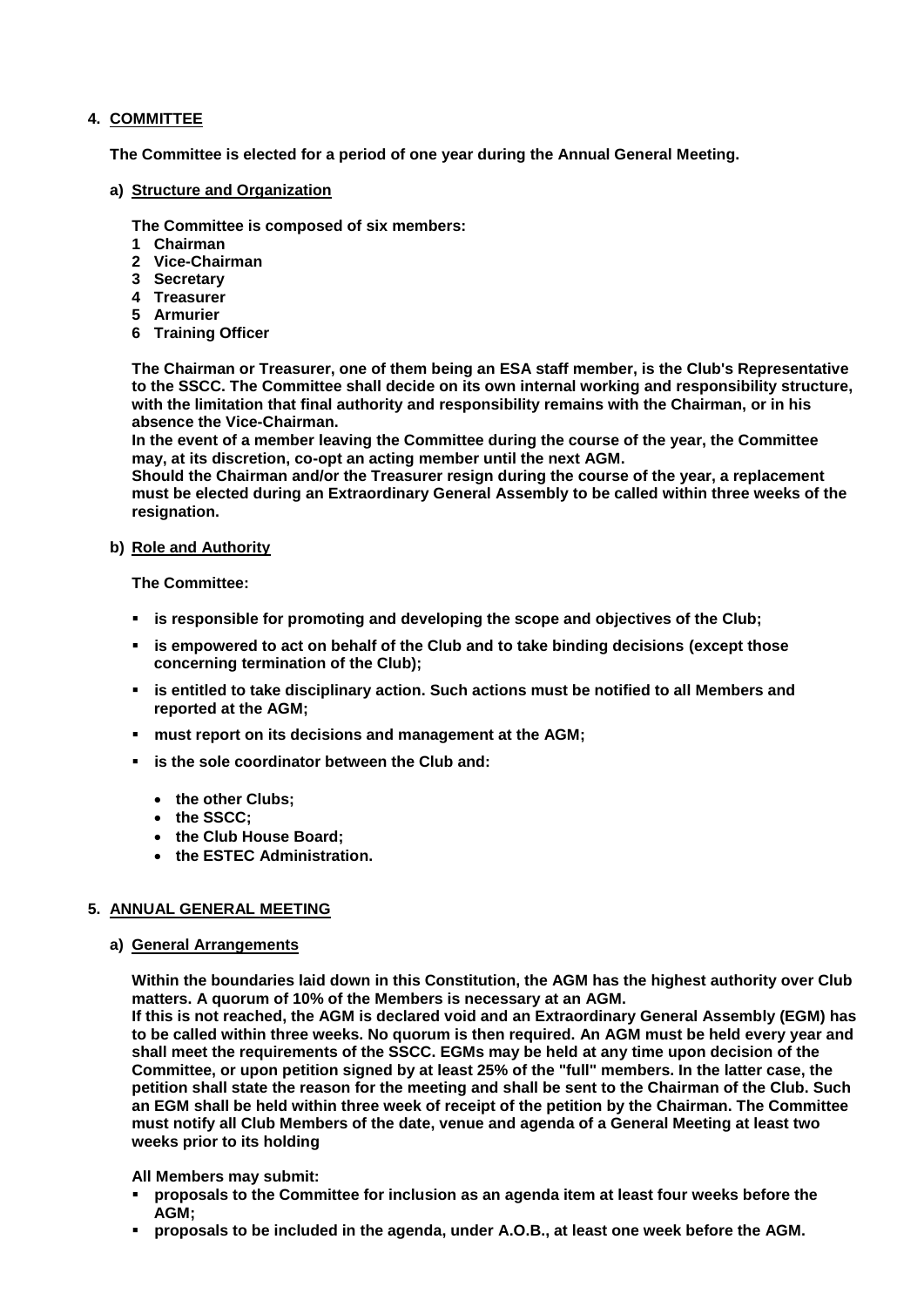## 4. COMMITTEE

**The Committee is elected for a period of one year during the Annual General Meeting.**

### a) Structure and Organization

**The Committee is composed of six members:**

1. **Chairman**
2. **Vice-Chairman**
3. **Secretary**
4. **Treasurer**
5. **Armurier**
6. **Training Officer**

**The Chairman or Treasurer, one of them being an ESA staff member, is the Club's Representative to the SSCC. The Committee shall decide on its own internal working and responsibility structure, with the limitation that final authority and responsibility remains with the Chairman, or in his absence the Vice-Chairman.**
**In the event of a member leaving the Committee during the course of the year, the Committee may, at its discretion, co-opt an acting member until the next AGM.**
**Should the Chairman and/or the Treasurer resign during the course of the year, a replacement must be elected during an Extraordinary General Assembly to be called within three weeks of the resignation.**

### b) Role and Authority

**The Committee:**

- **is responsible for promoting and developing the scope and objectives of the Club;**
- **is empowered to act on behalf of the Club and to take binding decisions (except those concerning termination of the Club);**
- **is entitled to take disciplinary action. Such actions must be notified to all Members and reported at the AGM;**
- **must report on its decisions and management at the AGM;**
- **is the sole coordinator between the Club and:**
  - **the other Clubs;**
  - **the SSCC;**
  - **the Club House Board;**
  - **the ESTEC Administration.**

## 5. ANNUAL GENERAL MEETING

### a) General Arrangements

**Within the boundaries laid down in this Constitution, the AGM has the highest authority over Club matters. A quorum of 10% of the Members is necessary at an AGM.**
**If this is not reached, the AGM is declared void and an Extraordinary General Assembly (EGM) has to be called within three weeks. No quorum is then required. An AGM must be held every year and shall meet the requirements of the SSCC. EGMs may be held at any time upon decision of the Committee, or upon petition signed by at least 25% of the "full" members. In the latter case, the petition shall state the reason for the meeting and shall be sent to the Chairman of the Club. Such an EGM shall be held within three week of receipt of the petition by the Chairman. The Committee must notify all Club Members of the date, venue and agenda of a General Meeting at least two weeks prior to its holding**

**All Members may submit:**

- **proposals to the Committee for inclusion as an agenda item at least four weeks before the AGM;**
- **proposals to be included in the agenda, under A.O.B., at least one week before the AGM.**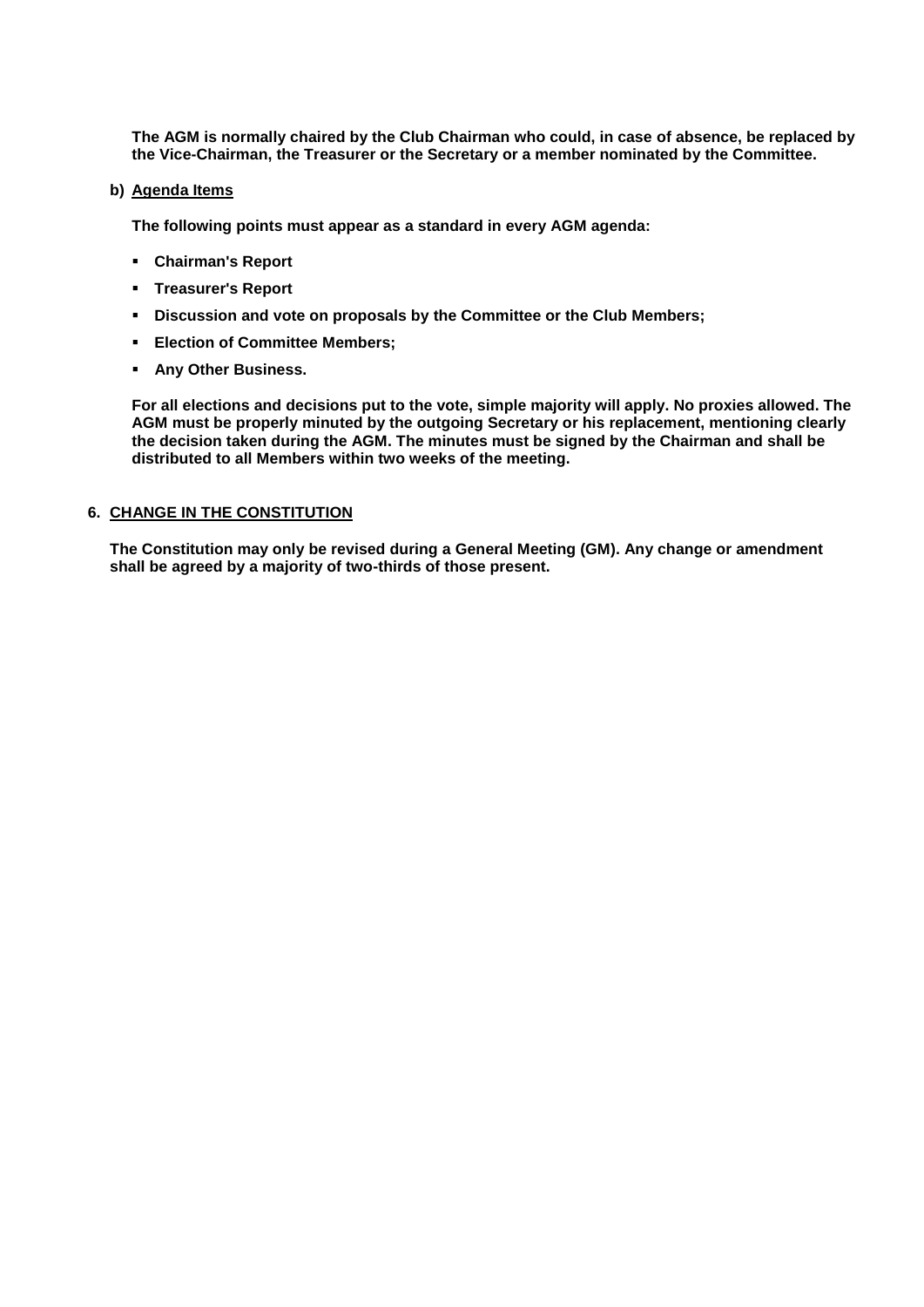**The AGM is normally chaired by the Club Chairman who could, in case of absence, be replaced by the Vice-Chairman, the Treasurer or the Secretary or a member nominated by the Committee.**

**b) Agenda Items**

**The following points must appear as a standard in every AGM agenda:**

- **Chairman's Report**
- **Treasurer's Report**
- **Discussion and vote on proposals by the Committee or the Club Members;**
- **Election of Committee Members;**
- **Any Other Business.**

**For all elections and decisions put to the vote, simple majority will apply. No proxies allowed. The AGM must be properly minuted by the outgoing Secretary or his replacement, mentioning clearly the decision taken during the AGM. The minutes must be signed by the Chairman and shall be distributed to all Members within two weeks of the meeting.**

## 6. CHANGE IN THE CONSTITUTION

**The Constitution may only be revised during a General Meeting (GM). Any change or amendment shall be agreed by a majority of two-thirds of those present.**